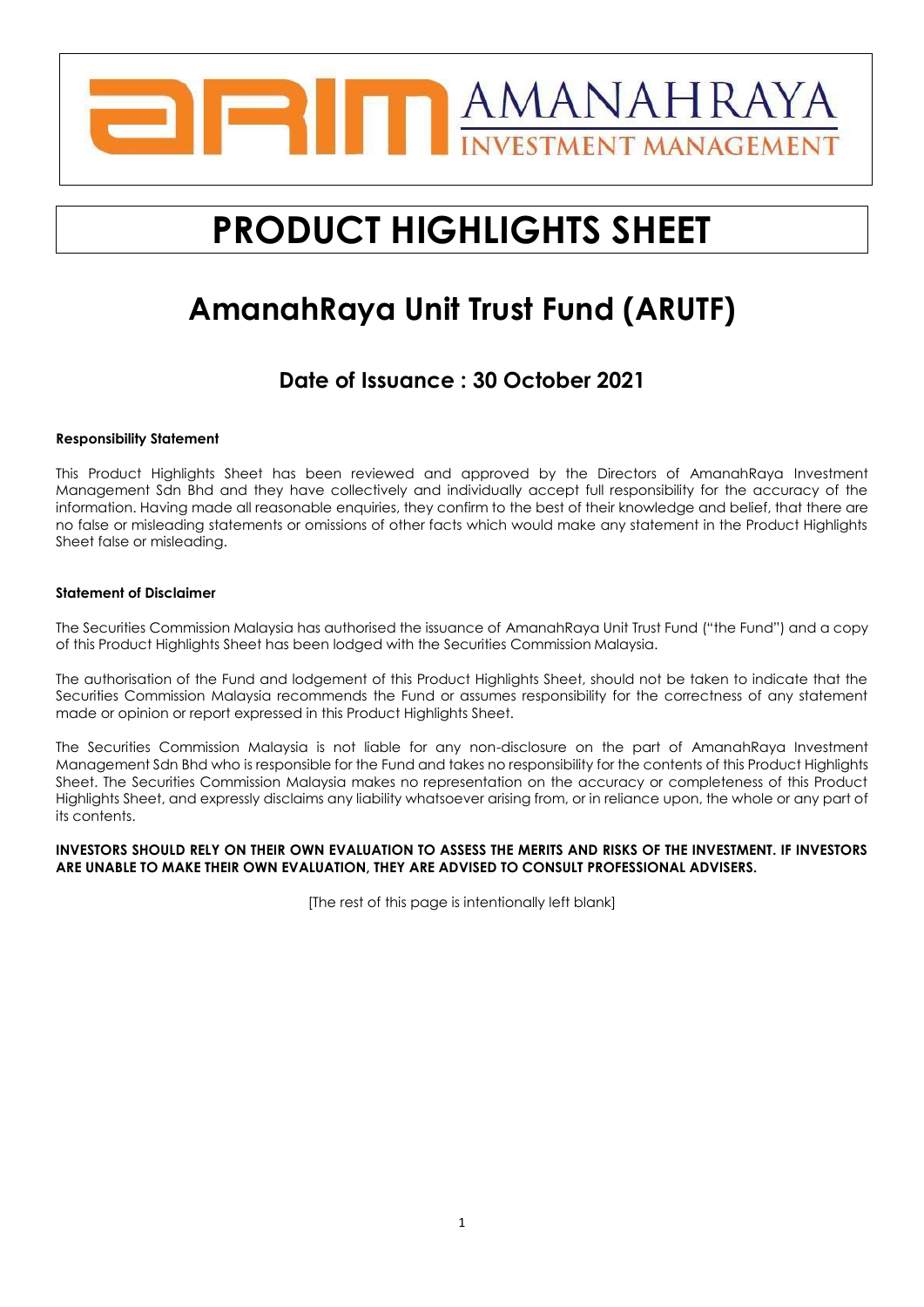AMANAHRAYA INVESTMENT MANAGEMENT

# PRODUCT HIGHLIGHTS SHEET

## AmanahRaya Unit Trust Fund (ARUTF)

### Date of Issuance : 30 October 2021

**Responsibility Statement**

This Product Highlights Sheet has been reviewed and approved by the Directors of AmanahRaya Investment Management Sdn Bhd and they have collectively and individually accept full responsibility for the accuracy of the information. Having made all reasonable enquiries, they confirm to the best of their knowledge and belief, that there are no false or misleading statements or omissions of other facts which would make any statement in the Product Highlights Sheet false or misleading.

**Statement of Disclaimer**

The Securities Commission Malaysia has authorised the issuance of AmanahRaya Unit Trust Fund ("the Fund") and a copy of this Product Highlights Sheet has been lodged with the Securities Commission Malaysia.

The authorisation of the Fund and lodgement of this Product Highlights Sheet, should not be taken to indicate that the Securities Commission Malaysia recommends the Fund or assumes responsibility for the correctness of any statement made or opinion or report expressed in this Product Highlights Sheet.

The Securities Commission Malaysia is not liable for any non-disclosure on the part of AmanahRaya Investment Management Sdn Bhd who is responsible for the Fund and takes no responsibility for the contents of this Product Highlights Sheet. The Securities Commission Malaysia makes no representation on the accuracy or completeness of this Product Highlights Sheet, and expressly disclaims any liability whatsoever arising from, or in reliance upon, the whole or any part of its contents.

**INVESTORS SHOULD RELY ON THEIR OWN EVALUATION TO ASSESS THE MERITS AND RISKS OF THE INVESTMENT. IF INVESTORS ARE UNABLE TO MAKE THEIR OWN EVALUATION, THEY ARE ADVISED TO CONSULT PROFESSIONAL ADVISERS.**

[The rest of this page is intentionally left blank]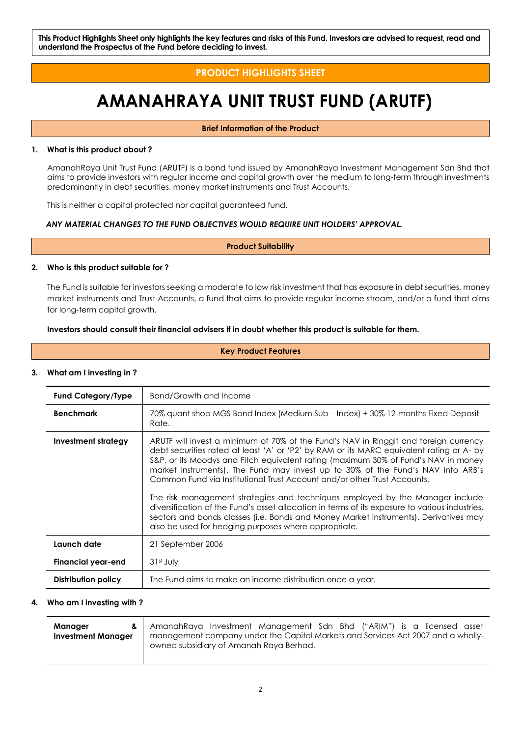**This Product Highlights Sheet only highlights the key features and risks of this Fund. Investors are advised to request, read and understand the Prospectus of the Fund before deciding to invest.**

## PRODUCT HIGHLIGHTS SHEET

# AMANAHRAYA UNIT TRUST FUND (ARUTF)

### Brief Information of the Product

**1. What is this product about ?**

AmanahRaya Unit Trust Fund (ARUTF) is a bond fund issued by AmanahRaya Investment Management Sdn Bhd that aims to provide investors with regular income and capital growth over the medium to long-term through investments predominantly in debt securities, money market instruments and Trust Accounts.

This is neither a capital protected nor capital guaranteed fund.

***ANY MATERIAL CHANGES TO THE FUND OBJECTIVES WOULD REQUIRE UNIT HOLDERS' APPROVAL.***

### Product Suitability

**2. Who is this product suitable for ?**

The Fund is suitable for investors seeking a moderate to low risk investment that has exposure in debt securities, money market instruments and Trust Accounts, a fund that aims to provide regular income stream, and/or a fund that aims for long-term capital growth.

**Investors should consult their financial advisers if in doubt whether this product is suitable for them.**

### Key Product Features

**3. What am I investing in ?**

| | |
|---|---|
| **Fund Category/Type** | Bond/Growth and Income |
| **Benchmark** | 70% quant shop MGS Bond Index (Medium Sub – Index) + 30% 12-months Fixed Deposit Rate. |
| **Investment strategy** | ARUTF will invest a minimum of 70% of the Fund's NAV in Ringgit and foreign currency debt securities rated at least 'A' or 'P2' by RAM or its MARC equivalent rating or A- by S&P, or its Moodys and Fitch equivalent rating (maximum 30% of Fund's NAV in money market instruments). The Fund may invest up to 30% of the Fund's NAV into ARB's Common Fund via Institutional Trust Account and/or other Trust Accounts.<br><br>The risk management strategies and techniques employed by the Manager include diversification of the Fund's asset allocation in terms of its exposure to various industries, sectors and bonds classes (i.e. Bonds and Money Market instruments). Derivatives may also be used for hedging purposes where appropriate. |
| **Launch date** | 21 September 2006 |
| **Financial year-end** | 31st July |
| **Distribution policy** | The Fund aims to make an income distribution once a year. |

**4. Who am I investing with ?**

| | |
|---|---|
| **Manager & Investment Manager** | AmanahRaya Investment Management Sdn Bhd ("ARIM") is a licensed asset management company under the Capital Markets and Services Act 2007 and a wholly-owned subsidiary of Amanah Raya Berhad. |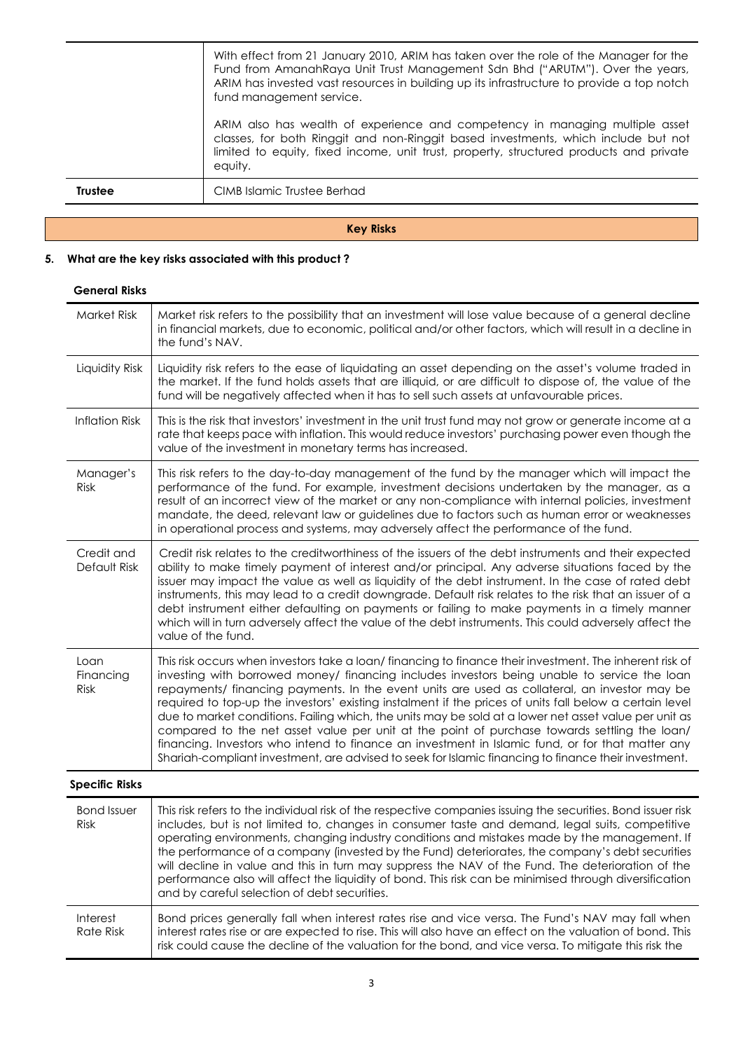| | |
|---|---|
| | With effect from 21 January 2010, ARIM has taken over the role of the Manager for the Fund from AmanahRaya Unit Trust Management Sdn Bhd ("ARUTM"). Over the years, ARIM has invested vast resources in building up its infrastructure to provide a top notch fund management service.<br><br>ARIM also has wealth of experience and competency in managing multiple asset classes, for both Ringgit and non-Ringgit based investments, which include but not limited to equity, fixed income, unit trust, property, structured products and private equity. |
| **Trustee** | CIMB Islamic Trustee Berhad |

## Key Risks

### 5. What are the key risks associated with this product ?

**General Risks**

| | |
|---|---|
| Market Risk | Market risk refers to the possibility that an investment will lose value because of a general decline in financial markets, due to economic, political and/or other factors, which will result in a decline in the fund's NAV. |
| Liquidity Risk | Liquidity risk refers to the ease of liquidating an asset depending on the asset's volume traded in the market. If the fund holds assets that are illiquid, or are difficult to dispose of, the value of the fund will be negatively affected when it has to sell such assets at unfavourable prices. |
| Inflation Risk | This is the risk that investors' investment in the unit trust fund may not grow or generate income at a rate that keeps pace with inflation. This would reduce investors' purchasing power even though the value of the investment in monetary terms has increased. |
| Manager's Risk | This risk refers to the day-to-day management of the fund by the manager which will impact the performance of the fund. For example, investment decisions undertaken by the manager, as a result of an incorrect view of the market or any non-compliance with internal policies, investment mandate, the deed, relevant law or guidelines due to factors such as human error or weaknesses in operational process and systems, may adversely affect the performance of the fund. |
| Credit and Default Risk | Credit risk relates to the creditworthiness of the issuers of the debt instruments and their expected ability to make timely payment of interest and/or principal. Any adverse situations faced by the issuer may impact the value as well as liquidity of the debt instrument. In the case of rated debt instruments, this may lead to a credit downgrade. Default risk relates to the risk that an issuer of a debt instrument either defaulting on payments or failing to make payments in a timely manner which will in turn adversely affect the value of the debt instruments. This could adversely affect the value of the fund. |
| Loan Financing Risk | This risk occurs when investors take a loan/ financing to finance their investment. The inherent risk of investing with borrowed money/ financing includes investors being unable to service the loan repayments/ financing payments. In the event units are used as collateral, an investor may be required to top-up the investors' existing instalment if the prices of units fall below a certain level due to market conditions. Failing which, the units may be sold at a lower net asset value per unit as compared to the net asset value per unit at the point of purchase towards settling the loan/ financing. Investors who intend to finance an investment in Islamic fund, or for that matter any Shariah-compliant investment, are advised to seek for Islamic financing to finance their investment. |

**Specific Risks**

| | |
|---|---|
| Bond Issuer Risk | This risk refers to the individual risk of the respective companies issuing the securities. Bond issuer risk includes, but is not limited to, changes in consumer taste and demand, legal suits, competitive operating environments, changing industry conditions and mistakes made by the management. If the performance of a company (invested by the Fund) deteriorates, the company's debt securities will decline in value and this in turn may suppress the NAV of the Fund. The deterioration of the performance also will affect the liquidity of bond. This risk can be minimised through diversification and by careful selection of debt securities. |
| Interest Rate Risk | Bond prices generally fall when interest rates rise and vice versa. The Fund's NAV may fall when interest rates rise or are expected to rise. This will also have an effect on the valuation of bond. This risk could cause the decline of the valuation for the bond, and vice versa. To mitigate this risk the |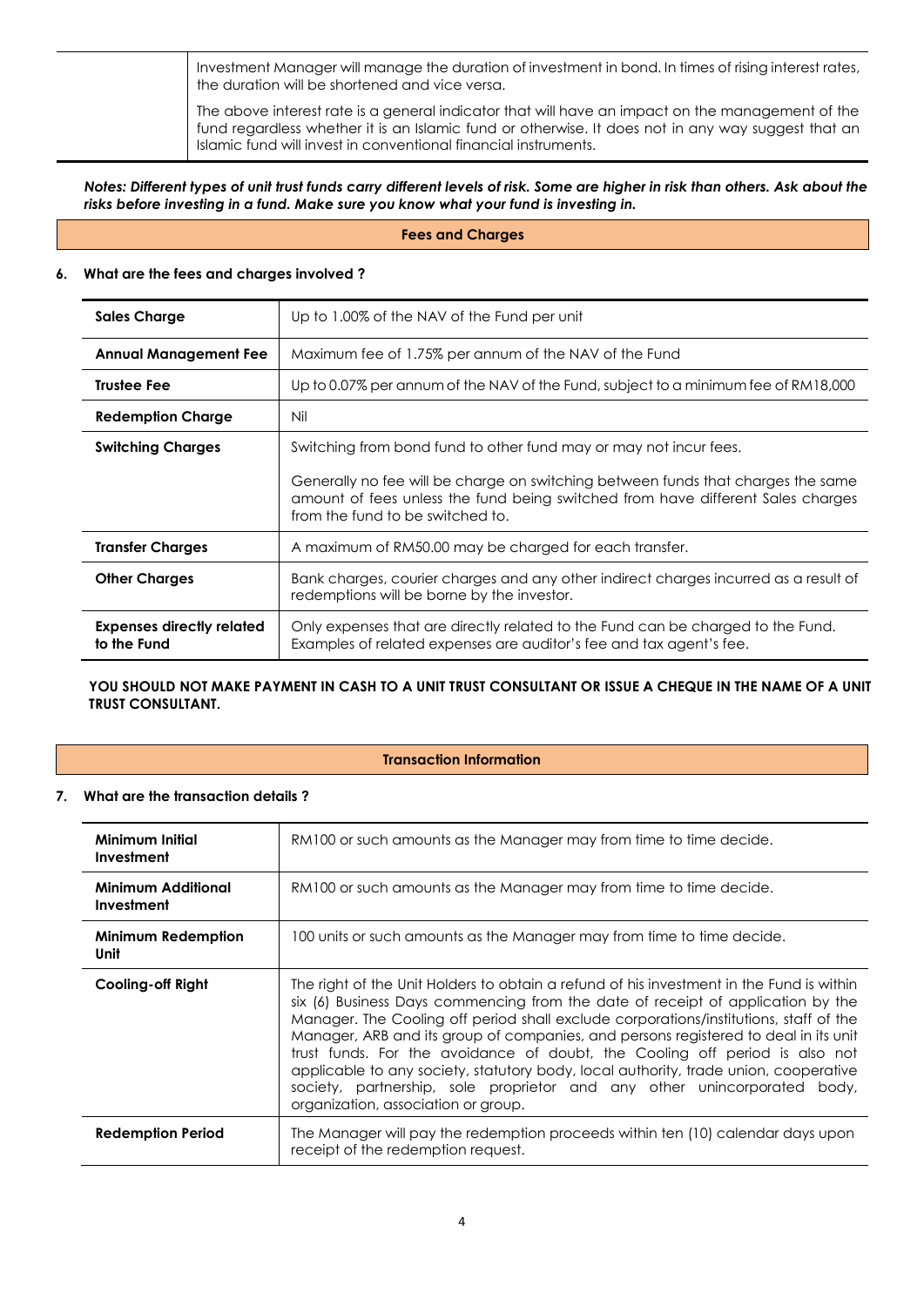| | |
|---|---|
| | Investment Manager will manage the duration of investment in bond. In times of rising interest rates, the duration will be shortened and vice versa.<br><br>The above interest rate is a general indicator that will have an impact on the management of the fund regardless whether it is an Islamic fund or otherwise. It does not in any way suggest that an Islamic fund will invest in conventional financial instruments. |

***Notes: Different types of unit trust funds carry different levels of risk. Some are higher in risk than others. Ask about the risks before investing in a fund. Make sure you know what your fund is investing in.***

## Fees and Charges

**6. What are the fees and charges involved ?**

| | |
|---|---|
| **Sales Charge** | Up to 1.00% of the NAV of the Fund per unit |
| **Annual Management Fee** | Maximum fee of 1.75% per annum of the NAV of the Fund |
| **Trustee Fee** | Up to 0.07% per annum of the NAV of the Fund, subject to a minimum fee of RM18,000 |
| **Redemption Charge** | Nil |
| **Switching Charges** | Switching from bond fund to other fund may or may not incur fees.<br><br>Generally no fee will be charge on switching between funds that charges the same amount of fees unless the fund being switched from have different Sales charges from the fund to be switched to. |
| **Transfer Charges** | A maximum of RM50.00 may be charged for each transfer. |
| **Other Charges** | Bank charges, courier charges and any other indirect charges incurred as a result of redemptions will be borne by the investor. |
| **Expenses directly related to the Fund** | Only expenses that are directly related to the Fund can be charged to the Fund. Examples of related expenses are auditor's fee and tax agent's fee. |

**YOU SHOULD NOT MAKE PAYMENT IN CASH TO A UNIT TRUST CONSULTANT OR ISSUE A CHEQUE IN THE NAME OF A UNIT TRUST CONSULTANT.**

## Transaction Information

**7. What are the transaction details ?**

| | |
|---|---|
| **Minimum Initial Investment** | RM100 or such amounts as the Manager may from time to time decide. |
| **Minimum Additional Investment** | RM100 or such amounts as the Manager may from time to time decide. |
| **Minimum Redemption Unit** | 100 units or such amounts as the Manager may from time to time decide. |
| **Cooling-off Right** | The right of the Unit Holders to obtain a refund of his investment in the Fund is within six (6) Business Days commencing from the date of receipt of application by the Manager. The Cooling off period shall exclude corporations/institutions, staff of the Manager, ARB and its group of companies, and persons registered to deal in its unit trust funds. For the avoidance of doubt, the Cooling off period is also not applicable to any society, statutory body, local authority, trade union, cooperative society, partnership, sole proprietor and any other unincorporated body, organization, association or group. |
| **Redemption Period** | The Manager will pay the redemption proceeds within ten (10) calendar days upon receipt of the redemption request. |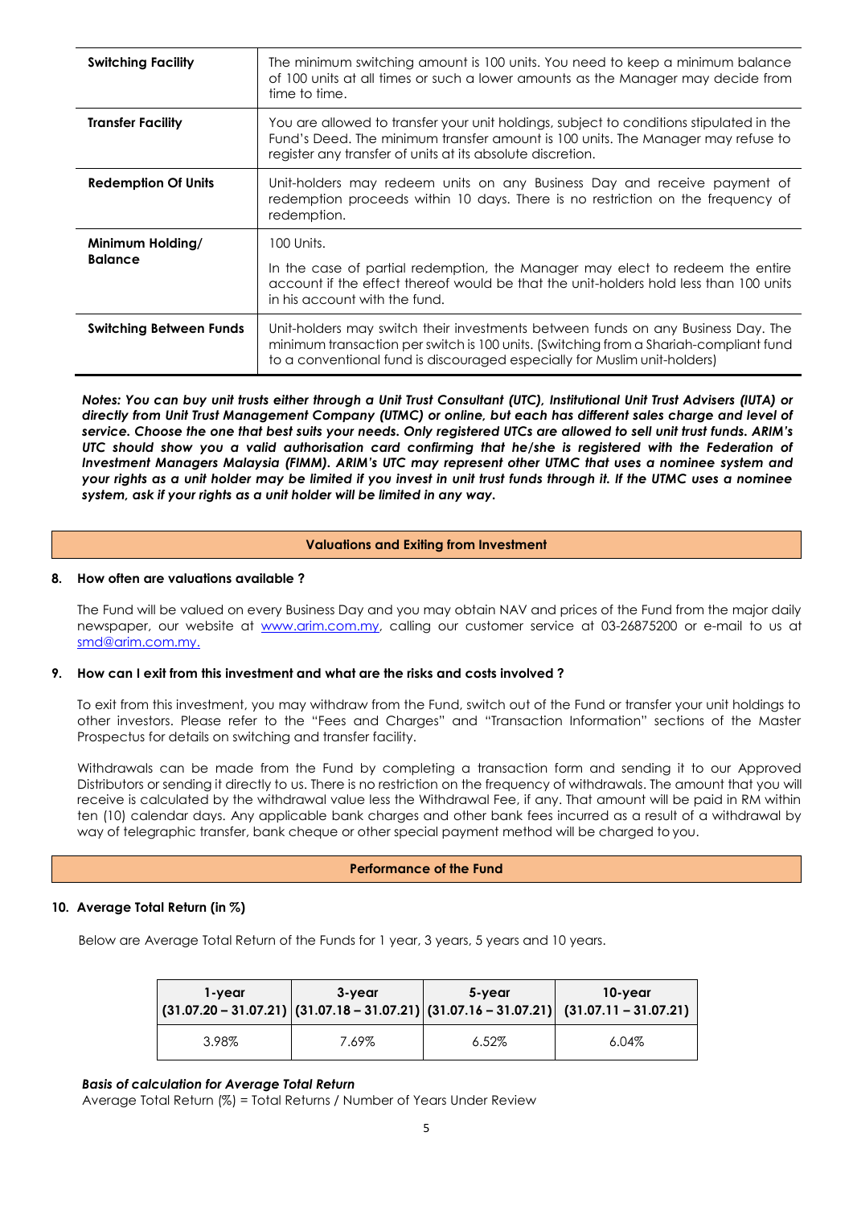| | |
|---|---|
| **Switching Facility** | The minimum switching amount is 100 units. You need to keep a minimum balance of 100 units at all times or such a lower amounts as the Manager may decide from time to time. |
| **Transfer Facility** | You are allowed to transfer your unit holdings, subject to conditions stipulated in the Fund's Deed. The minimum transfer amount is 100 units. The Manager may refuse to register any transfer of units at its absolute discretion. |
| **Redemption Of Units** | Unit-holders may redeem units on any Business Day and receive payment of redemption proceeds within 10 days. There is no restriction on the frequency of redemption. |
| **Minimum Holding/ Balance** | 100 Units.<br><br>In the case of partial redemption, the Manager may elect to redeem the entire account if the effect thereof would be that the unit-holders hold less than 100 units in his account with the fund. |
| **Switching Between Funds** | Unit-holders may switch their investments between funds on any Business Day. The minimum transaction per switch is 100 units. (Switching from a Shariah-compliant fund to a conventional fund is discouraged especially for Muslim unit-holders) |

***Notes: You can buy unit trusts either through a Unit Trust Consultant (UTC), Institutional Unit Trust Advisers (IUTA) or directly from Unit Trust Management Company (UTMC) or online, but each has different sales charge and level of service. Choose the one that best suits your needs. Only registered UTCs are allowed to sell unit trust funds. ARIM's UTC should show you a valid authorisation card confirming that he/she is registered with the Federation of Investment Managers Malaysia (FIMM). ARIM's UTC may represent other UTMC that uses a nominee system and your rights as a unit holder may be limited if you invest in unit trust funds through it. If the UTMC uses a nominee system, ask if your rights as a unit holder will be limited in any way.***

## Valuations and Exiting from Investment

### 8. How often are valuations available ?

The Fund will be valued on every Business Day and you may obtain NAV and prices of the Fund from the major daily newspaper, our website at www.arim.com.my, calling our customer service at 03-26875200 or e-mail to us at smd@arim.com.my.

### 9. How can I exit from this investment and what are the risks and costs involved ?

To exit from this investment, you may withdraw from the Fund, switch out of the Fund or transfer your unit holdings to other investors. Please refer to the "Fees and Charges" and "Transaction Information" sections of the Master Prospectus for details on switching and transfer facility.

Withdrawals can be made from the Fund by completing a transaction form and sending it to our Approved Distributors or sending it directly to us. There is no restriction on the frequency of withdrawals. The amount that you will receive is calculated by the withdrawal value less the Withdrawal Fee, if any. That amount will be paid in RM within ten (10) calendar days. Any applicable bank charges and other bank fees incurred as a result of a withdrawal by way of telegraphic transfer, bank cheque or other special payment method will be charged to you.

## Performance of the Fund

### 10. Average Total Return (in %)

Below are Average Total Return of the Funds for 1 year, 3 years, 5 years and 10 years.

| 1-year (31.07.20 – 31.07.21) | 3-year (31.07.18 – 31.07.21) | 5-year (31.07.16 – 31.07.21) | 10-year (31.07.11 – 31.07.21) |
|---|---|---|---|
| 3.98% | 7.69% | 6.52% | 6.04% |

***Basis of calculation for Average Total Return***

Average Total Return (%) = Total Returns / Number of Years Under Review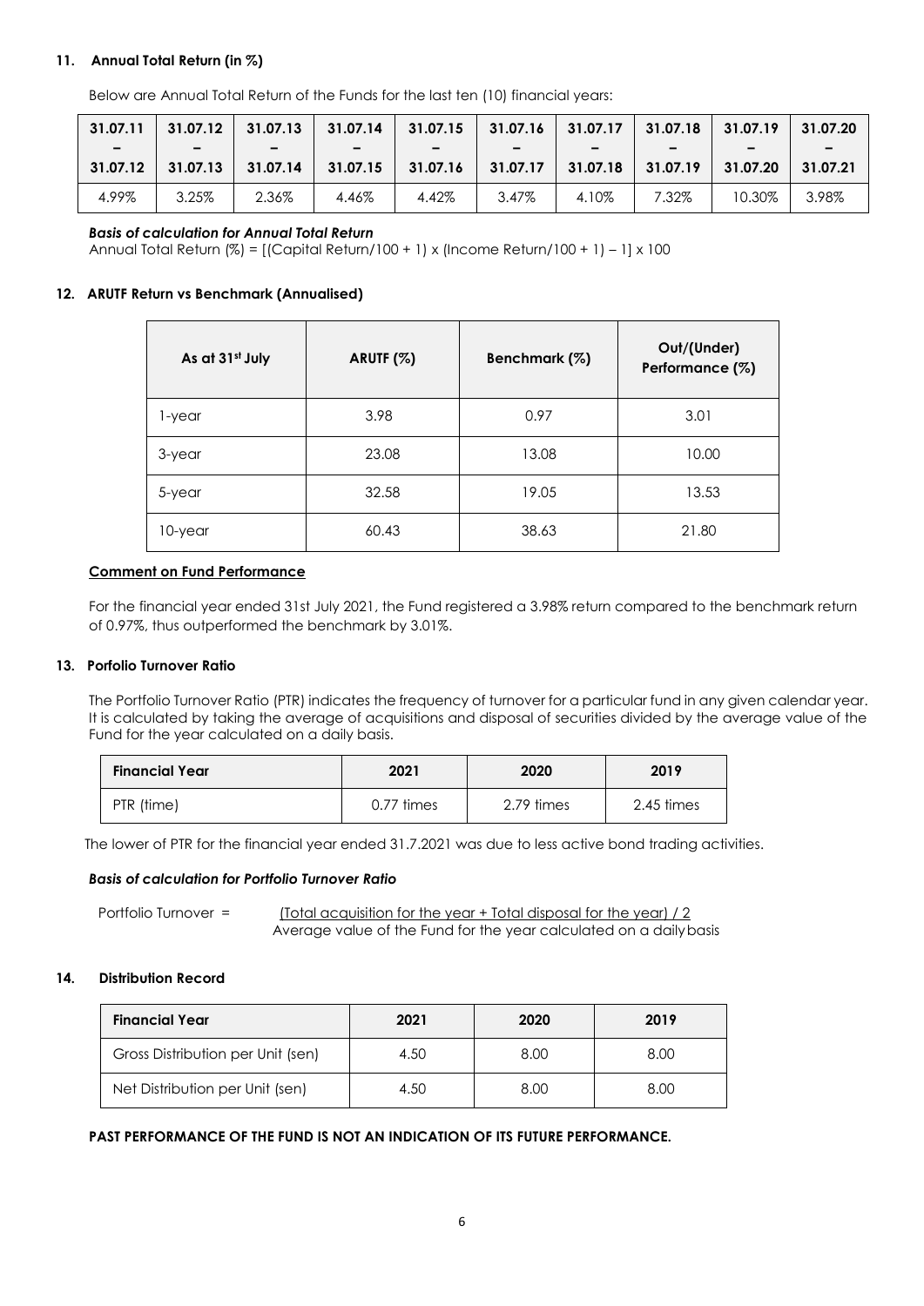## 11. Annual Total Return (in %)

Below are Annual Total Return of the Funds for the last ten (10) financial years:

| 31.07.11 – 31.07.12 | 31.07.12 – 31.07.13 | 31.07.13 – 31.07.14 | 31.07.14 – 31.07.15 | 31.07.15 – 31.07.16 | 31.07.16 – 31.07.17 | 31.07.17 – 31.07.18 | 31.07.18 – 31.07.19 | 31.07.19 – 31.07.20 | 31.07.20 – 31.07.21 |
|---|---|---|---|---|---|---|---|---|---|
| 4.99% | 3.25% | 2.36% | 4.46% | 4.42% | 3.47% | 4.10% | 7.32% | 10.30% | 3.98% |

***Basis of calculation for Annual Total Return***

Annual Total Return (%) = [(Capital Return/100 + 1) x (Income Return/100 + 1) – 1] x 100

## 12. ARUTF Return vs Benchmark (Annualised)

| As at 31st July | ARUTF (%) | Benchmark (%) | Out/(Under) Performance (%) |
|---|---|---|---|
| 1-year | 3.98 | 0.97 | 3.01 |
| 3-year | 23.08 | 13.08 | 10.00 |
| 5-year | 32.58 | 19.05 | 13.53 |
| 10-year | 60.43 | 38.63 | 21.80 |

**Comment on Fund Performance**

For the financial year ended 31st July 2021, the Fund registered a 3.98% return compared to the benchmark return of 0.97%, thus outperformed the benchmark by 3.01%.

## 13. Porfolio Turnover Ratio

The Portfolio Turnover Ratio (PTR) indicates the frequency of turnover for a particular fund in any given calendar year. It is calculated by taking the average of acquisitions and disposal of securities divided by the average value of the Fund for the year calculated on a daily basis.

| Financial Year | 2021 | 2020 | 2019 |
|---|---|---|---|
| PTR (time) | 0.77 times | 2.79 times | 2.45 times |

The lower of PTR for the financial year ended 31.7.2021 was due to less active bond trading activities.

***Basis of calculation for Portfolio Turnover Ratio***

$$\text{Portfolio Turnover} = \frac{(\text{Total acquisition for the year} + \text{Total disposal for the year}) / 2}{\text{Average value of the Fund for the year calculated on a daily basis}}$$

## 14. Distribution Record

| Financial Year | 2021 | 2020 | 2019 |
|---|---|---|---|
| Gross Distribution per Unit (sen) | 4.50 | 8.00 | 8.00 |
| Net Distribution per Unit (sen) | 4.50 | 8.00 | 8.00 |

**PAST PERFORMANCE OF THE FUND IS NOT AN INDICATION OF ITS FUTURE PERFORMANCE.**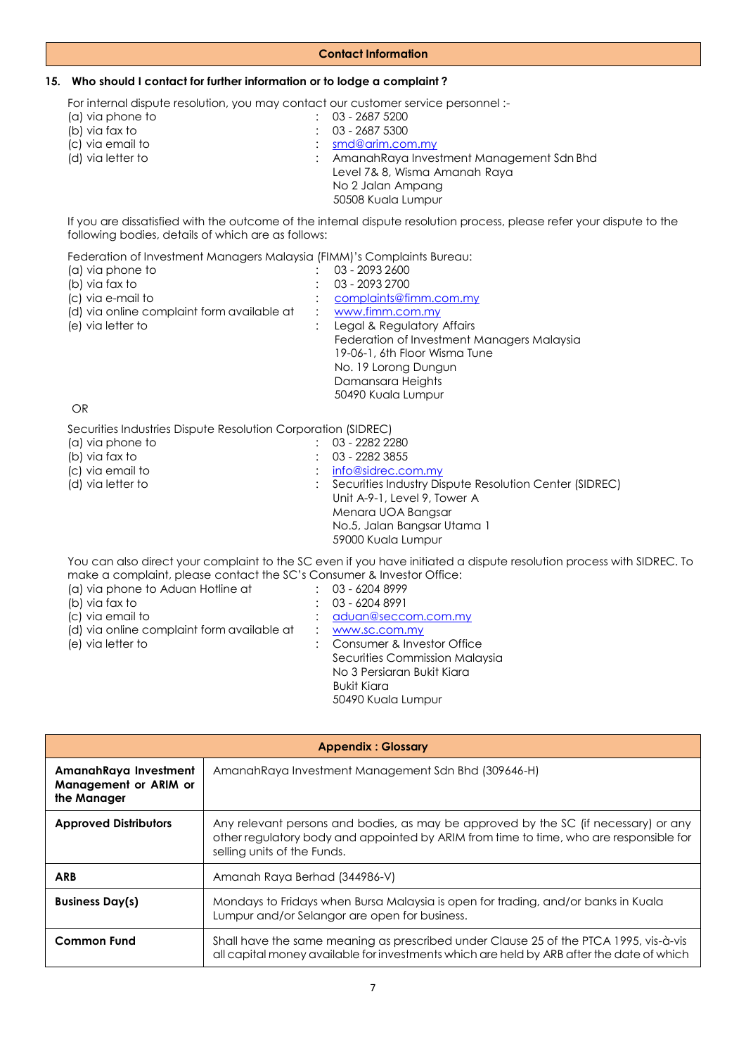## Contact Information

### 15. Who should I contact for further information or to lodge a complaint ?

For internal dispute resolution, you may contact our customer service personnel :-

(a) via phone to : 03 - 2687 5200
(b) via fax to : 03 - 2687 5300
(c) via email to : smd@arim.com.my
(d) via letter to : AmanahRaya Investment Management Sdn Bhd
Level 7& 8, Wisma Amanah Raya
No 2 Jalan Ampang
50508 Kuala Lumpur

If you are dissatisfied with the outcome of the internal dispute resolution process, please refer your dispute to the following bodies, details of which are as follows:

Federation of Investment Managers Malaysia (FIMM)'s Complaints Bureau:

(a) via phone to : 03 - 2093 2600
(b) via fax to : 03 - 2093 2700
(c) via e-mail to : complaints@fimm.com.my
(d) via online complaint form available at : www.fimm.com.my
(e) via letter to : Legal & Regulatory Affairs
Federation of Investment Managers Malaysia
19-06-1, 6th Floor Wisma Tune
No. 19 Lorong Dungun
Damansara Heights
50490 Kuala Lumpur

OR

Securities Industries Dispute Resolution Corporation (SIDREC)

(a) via phone to : 03 - 2282 2280
(b) via fax to : 03 - 2282 3855
(c) via email to : info@sidrec.com.my
(d) via letter to : Securities Industry Dispute Resolution Center (SIDREC)
Unit A-9-1, Level 9, Tower A
Menara UOA Bangsar
No.5, Jalan Bangsar Utama 1
59000 Kuala Lumpur

You can also direct your complaint to the SC even if you have initiated a dispute resolution process with SIDREC. To make a complaint, please contact the SC's Consumer & Investor Office:

(a) via phone to Aduan Hotline at : 03 - 6204 8999
(b) via fax to : 03 - 6204 8991
(c) via email to : aduan@seccom.com.my
(d) via online complaint form available at : www.sc.com.my
(e) via letter to : Consumer & Investor Office
Securities Commission Malaysia
No 3 Persiaran Bukit Kiara
Bukit Kiara
50490 Kuala Lumpur

## Appendix : Glossary

| Term | Definition |
|---|---|
| **AmanahRaya Investment Management or ARIM or the Manager** | AmanahRaya Investment Management Sdn Bhd (309646-H) |
| **Approved Distributors** | Any relevant persons and bodies, as may be approved by the SC (if necessary) or any other regulatory body and appointed by ARIM from time to time, who are responsible for selling units of the Funds. |
| **ARB** | Amanah Raya Berhad (344986-V) |
| **Business Day(s)** | Mondays to Fridays when Bursa Malaysia is open for trading, and/or banks in Kuala Lumpur and/or Selangor are open for business. |
| **Common Fund** | Shall have the same meaning as prescribed under Clause 25 of the PTCA 1995, vis-à-vis all capital money available for investments which are held by ARB after the date of which |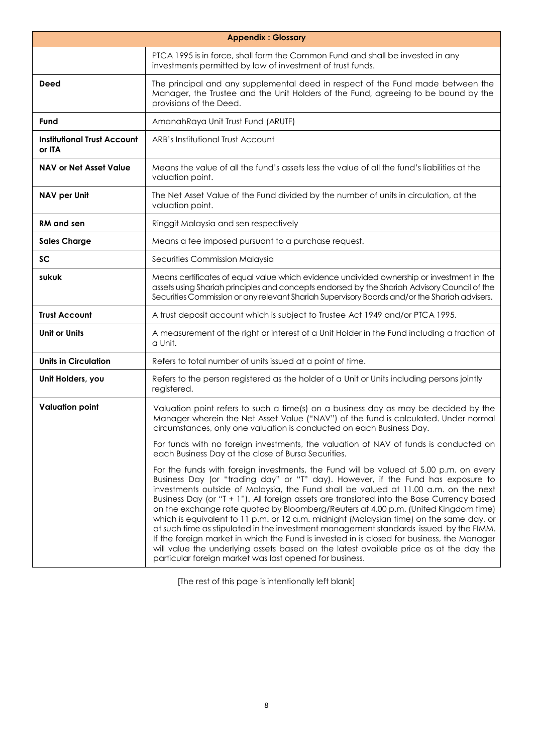| Appendix : Glossary | |
|---|---|
| | PTCA 1995 is in force, shall form the Common Fund and shall be invested in any investments permitted by law of investment of trust funds. |
| **Deed** | The principal and any supplemental deed in respect of the Fund made between the Manager, the Trustee and the Unit Holders of the Fund, agreeing to be bound by the provisions of the Deed. |
| **Fund** | AmanahRaya Unit Trust Fund (ARUTF) |
| **Institutional Trust Account or ITA** | ARB's Institutional Trust Account |
| **NAV or Net Asset Value** | Means the value of all the fund's assets less the value of all the fund's liabilities at the valuation point. |
| **NAV per Unit** | The Net Asset Value of the Fund divided by the number of units in circulation, at the valuation point. |
| **RM and sen** | Ringgit Malaysia and sen respectively |
| **Sales Charge** | Means a fee imposed pursuant to a purchase request. |
| **SC** | Securities Commission Malaysia |
| **sukuk** | Means certificates of equal value which evidence undivided ownership or investment in the assets using Shariah principles and concepts endorsed by the Shariah Advisory Council of the Securities Commission or any relevant Shariah Supervisory Boards and/or the Shariah advisers. |
| **Trust Account** | A trust deposit account which is subject to Trustee Act 1949 and/or PTCA 1995. |
| **Unit or Units** | A measurement of the right or interest of a Unit Holder in the Fund including a fraction of a Unit. |
| **Units in Circulation** | Refers to total number of units issued at a point of time. |
| **Unit Holders, you** | Refers to the person registered as the holder of a Unit or Units including persons jointly registered. |
| **Valuation point** | Valuation point refers to such a time(s) on a business day as may be decided by the Manager wherein the Net Asset Value ("NAV") of the fund is calculated. Under normal circumstances, only one valuation is conducted on each Business Day.<br><br>For funds with no foreign investments, the valuation of NAV of funds is conducted on each Business Day at the close of Bursa Securities.<br><br>For the funds with foreign investments, the Fund will be valued at 5.00 p.m. on every Business Day (or "trading day" or "T" day). However, if the Fund has exposure to investments outside of Malaysia, the Fund shall be valued at 11.00 a.m. on the next Business Day (or "T + 1"). All foreign assets are translated into the Base Currency based on the exchange rate quoted by Bloomberg/Reuters at 4.00 p.m. (United Kingdom time) which is equivalent to 11 p.m. or 12 a.m. midnight (Malaysian time) on the same day, or at such time as stipulated in the investment management standards issued by the FIMM. If the foreign market in which the Fund is invested in is closed for business, the Manager will value the underlying assets based on the latest available price as at the day the particular foreign market was last opened for business. |

[The rest of this page is intentionally left blank]